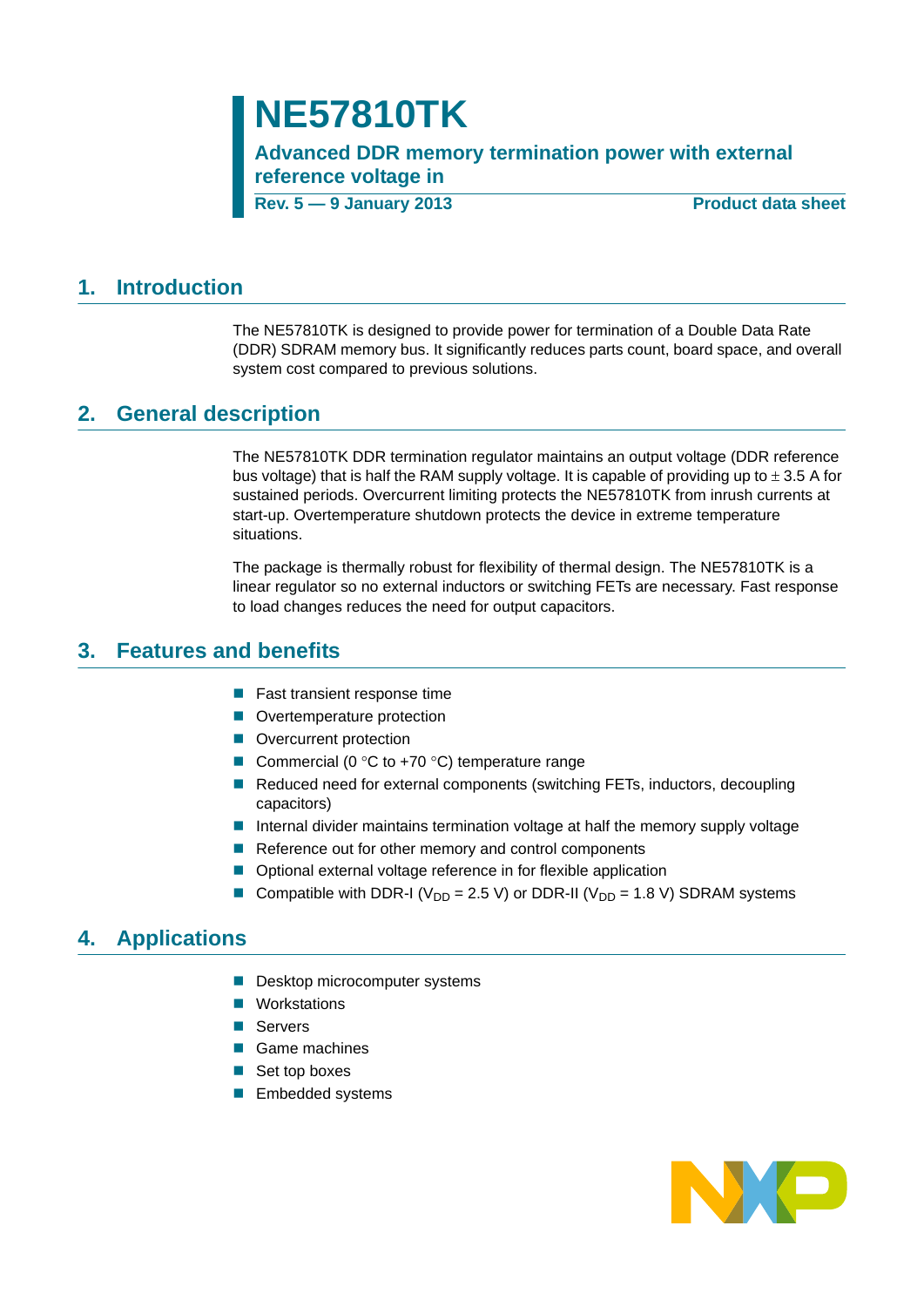# NE57810TK

**Advanced DDR memory termination power with external reference voltage in**

**Rev. 5 — 9 January 2013** **Product data sheet**

## 1. Introduction

The NE57810TK is designed to provide power for termination of a Double Data Rate (DDR) SDRAM memory bus. It significantly reduces parts count, board space, and overall system cost compared to previous solutions.

## 2. General description

The NE57810TK DDR termination regulator maintains an output voltage (DDR reference bus voltage) that is half the RAM supply voltage. It is capable of providing up to ± 3.5 A for sustained periods. Overcurrent limiting protects the NE57810TK from inrush currents at start-up. Overtemperature shutdown protects the device in extreme temperature situations.

The package is thermally robust for flexibility of thermal design. The NE57810TK is a linear regulator so no external inductors or switching FETs are necessary. Fast response to load changes reduces the need for output capacitors.

## 3. Features and benefits

- Fast transient response time
- Overtemperature protection
- Overcurrent protection
- Commercial (0 °C to +70 °C) temperature range
- Reduced need for external components (switching FETs, inductors, decoupling capacitors)
- Internal divider maintains termination voltage at half the memory supply voltage
- Reference out for other memory and control components
- Optional external voltage reference in for flexible application
- Compatible with DDR-I ($V_{DD}$ = 2.5 V) or DDR-II ($V_{DD}$ = 1.8 V) SDRAM systems

## 4. Applications

- Desktop microcomputer systems
- Workstations
- Servers
- Game machines
- Set top boxes
- Embedded systems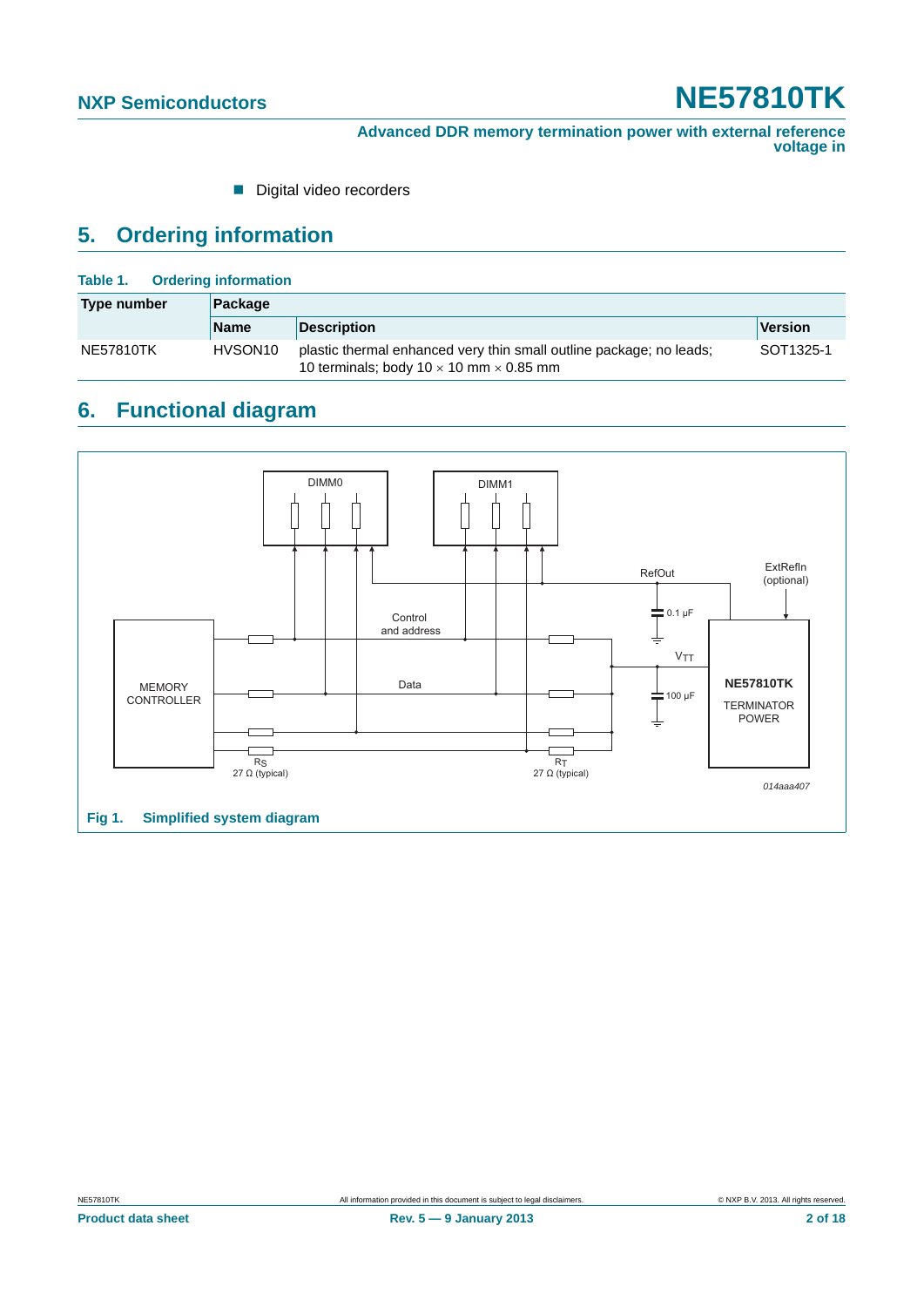- Digital video recorders

## 5. Ordering information

**Table 1. Ordering information**

| Type number | Package | | |
|---|---|---|---|
| | Name | Description | Version |
| NE57810TK | HVSON10 | plastic thermal enhanced very thin small outline package; no leads; 10 terminals; body 10 × 10 mm × 0.85 mm | SOT1325-1 |

## 6. Functional diagram

DIMM0 DIMM1 RefOut ExtRefIn (optional) 0.1 μF Control and address $V_{TT}$ MEMORY CONTROLLER Data 100 μF NE57810TK TERMINATOR POWER $R_S$ 27 Ω (typical) $R_T$ 27 Ω (typical) 014aaa407

**Fig 1. Simplified system diagram**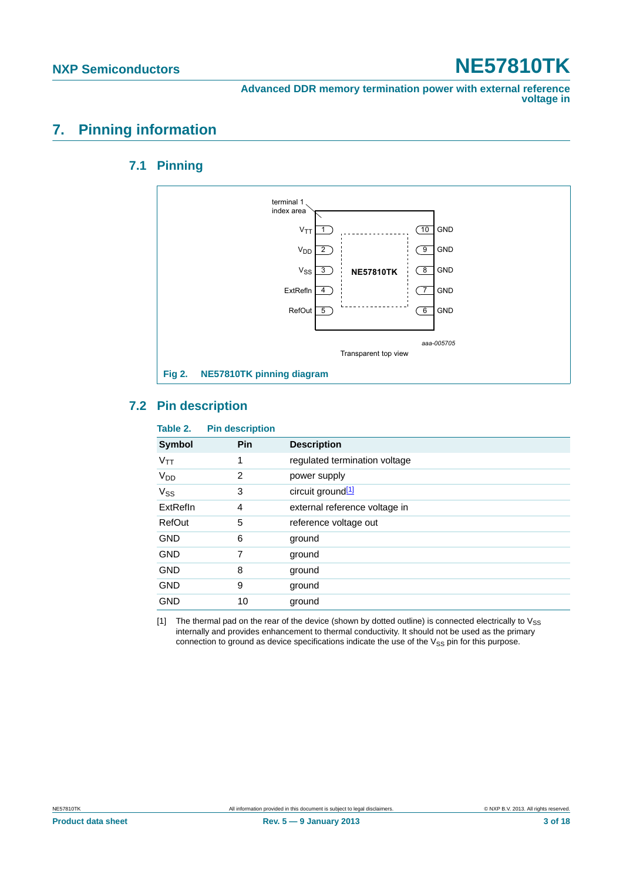# 7. Pinning information

## 7.1 Pinning

terminal 1 index area

| | Pin | Pin | |
|---|---|---|---|
| $V_{TT}$ | 1 | 10 | GND |
| $V_{DD}$ | 2 | 9 | GND |
| $V_{SS}$ | 3 | 8 | GND |
| ExtRefIn | 4 | 7 | GND |
| RefOut | 5 | 6 | GND |

NE57810TK

aaa-005705

Transparent top view

**Fig 2. NE57810TK pinning diagram**

## 7.2 Pin description

**Table 2. Pin description**

| Symbol | Pin | Description |
|---|---|---|
| $V_{TT}$ | 1 | regulated termination voltage |
| $V_{DD}$ | 2 | power supply |
| $V_{SS}$ | 3 | circuit ground[1] |
| ExtRefIn | 4 | external reference voltage in |
| RefOut | 5 | reference voltage out |
| GND | 6 | ground |
| GND | 7 | ground |
| GND | 8 | ground |
| GND | 9 | ground |
| GND | 10 | ground |

[1] The thermal pad on the rear of the device (shown by dotted outline) is connected electrically to $V_{SS}$ internally and provides enhancement to thermal conductivity. It should not be used as the primary connection to ground as device specifications indicate the use of the $V_{SS}$ pin for this purpose.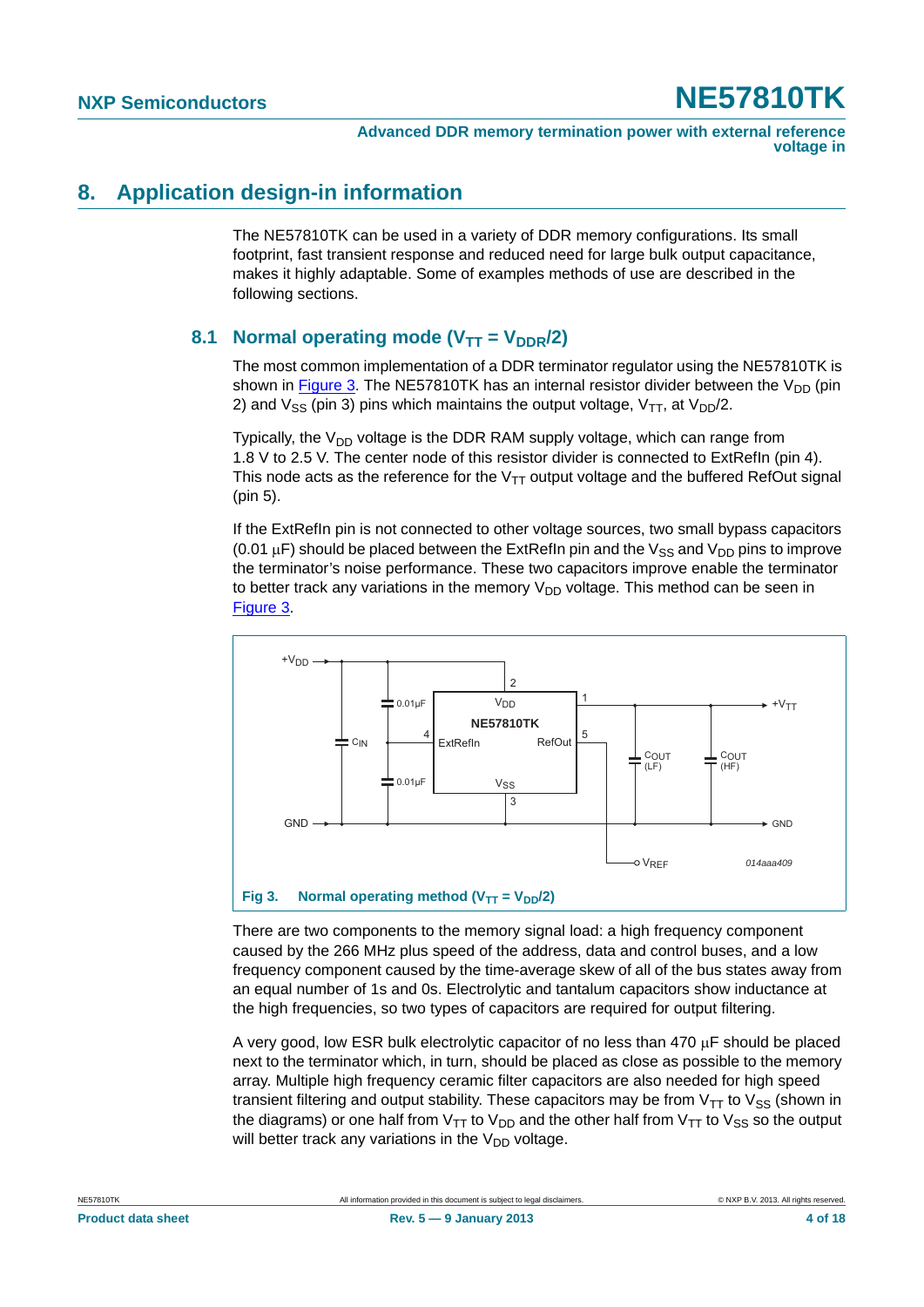## 8. Application design-in information

The NE57810TK can be used in a variety of DDR memory configurations. Its small footprint, fast transient response and reduced need for large bulk output capacitance, makes it highly adaptable. Some of examples methods of use are described in the following sections.

### 8.1 Normal operating mode ($V_{TT} = V_{DDR}/2$)

The most common implementation of a DDR terminator regulator using the NE57810TK is shown in Figure 3. The NE57810TK has an internal resistor divider between the $V_{DD}$ (pin 2) and $V_{SS}$ (pin 3) pins which maintains the output voltage, $V_{TT}$, at $V_{DD}/2$.

Typically, the $V_{DD}$ voltage is the DDR RAM supply voltage, which can range from 1.8 V to 2.5 V. The center node of this resistor divider is connected to ExtRefIn (pin 4). This node acts as the reference for the $V_{TT}$ output voltage and the buffered RefOut signal (pin 5).

If the ExtRefIn pin is not connected to other voltage sources, two small bypass capacitors (0.01 μF) should be placed between the ExtRefIn pin and the $V_{SS}$ and $V_{DD}$ pins to improve the terminator's noise performance. These two capacitors improve enable the terminator to better track any variations in the memory $V_{DD}$ voltage. This method can be seen in Figure 3.

**Fig 3. Normal operating method ($V_{TT} = V_{DD}/2$)**

There are two components to the memory signal load: a high frequency component caused by the 266 MHz plus speed of the address, data and control buses, and a low frequency component caused by the time-average skew of all of the bus states away from an equal number of 1s and 0s. Electrolytic and tantalum capacitors show inductance at the high frequencies, so two types of capacitors are required for output filtering.

A very good, low ESR bulk electrolytic capacitor of no less than 470 μF should be placed next to the terminator which, in turn, should be placed as close as possible to the memory array. Multiple high frequency ceramic filter capacitors are also needed for high speed transient filtering and output stability. These capacitors may be from $V_{TT}$ to $V_{SS}$ (shown in the diagrams) or one half from $V_{TT}$ to $V_{DD}$ and the other half from $V_{TT}$ to $V_{SS}$ so the output will better track any variations in the $V_{DD}$ voltage.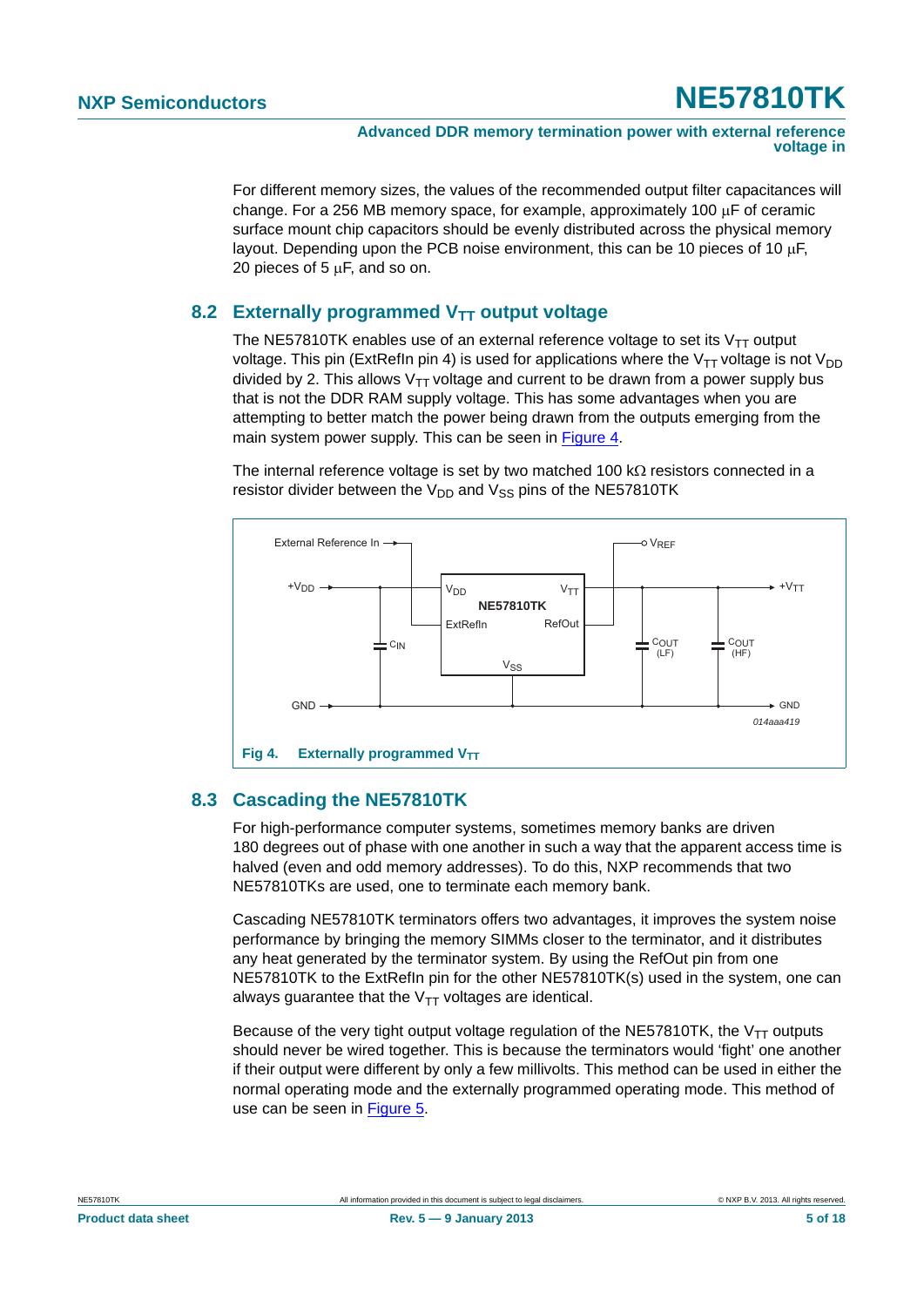For different memory sizes, the values of the recommended output filter capacitances will change. For a 256 MB memory space, for example, approximately 100 μF of ceramic surface mount chip capacitors should be evenly distributed across the physical memory layout. Depending upon the PCB noise environment, this can be 10 pieces of 10 μF, 20 pieces of 5 μF, and so on.

## 8.2 Externally programmed $V_{TT}$ output voltage

The NE57810TK enables use of an external reference voltage to set its $V_{TT}$ output voltage. This pin (ExtRefIn pin 4) is used for applications where the $V_{TT}$ voltage is not $V_{DD}$ divided by 2. This allows $V_{TT}$ voltage and current to be drawn from a power supply bus that is not the DDR RAM supply voltage. This has some advantages when you are attempting to better match the power being drawn from the outputs emerging from the main system power supply. This can be seen in Figure 4.

The internal reference voltage is set by two matched 100 kΩ resistors connected in a resistor divider between the $V_{DD}$ and $V_{SS}$ pins of the NE57810TK

Fig 4. Externally programmed $V_{TT}$

## 8.3 Cascading the NE57810TK

For high-performance computer systems, sometimes memory banks are driven 180 degrees out of phase with one another in such a way that the apparent access time is halved (even and odd memory addresses). To do this, NXP recommends that two NE57810TKs are used, one to terminate each memory bank.

Cascading NE57810TK terminators offers two advantages, it improves the system noise performance by bringing the memory SIMMs closer to the terminator, and it distributes any heat generated by the terminator system. By using the RefOut pin from one NE57810TK to the ExtRefIn pin for the other NE57810TK(s) used in the system, one can always guarantee that the $V_{TT}$ voltages are identical.

Because of the very tight output voltage regulation of the NE57810TK, the $V_{TT}$ outputs should never be wired together. This is because the terminators would 'fight' one another if their output were different by only a few millivolts. This method can be used in either the normal operating mode and the externally programmed operating mode. This method of use can be seen in Figure 5.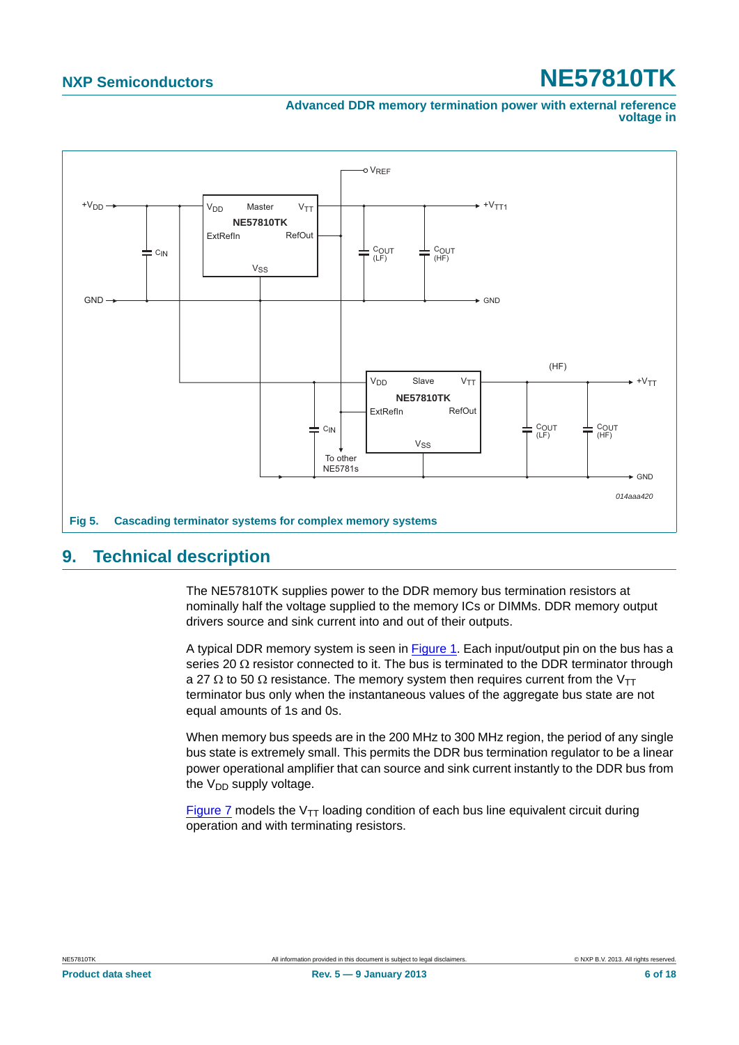Fig 5. Cascading terminator systems for complex memory systems

## 9. Technical description

The NE57810TK supplies power to the DDR memory bus termination resistors at nominally half the voltage supplied to the memory ICs or DIMMs. DDR memory output drivers source and sink current into and out of their outputs.

A typical DDR memory system is seen in Figure 1. Each input/output pin on the bus has a series 20 Ω resistor connected to it. The bus is terminated to the DDR terminator through a 27 Ω to 50 Ω resistance. The memory system then requires current from the $V_{TT}$ terminator bus only when the instantaneous values of the aggregate bus state are not equal amounts of 1s and 0s.

When memory bus speeds are in the 200 MHz to 300 MHz region, the period of any single bus state is extremely small. This permits the DDR bus termination regulator to be a linear power operational amplifier that can source and sink current instantly to the DDR bus from the $V_{DD}$ supply voltage.

Figure 7 models the $V_{TT}$ loading condition of each bus line equivalent circuit during operation and with terminating resistors.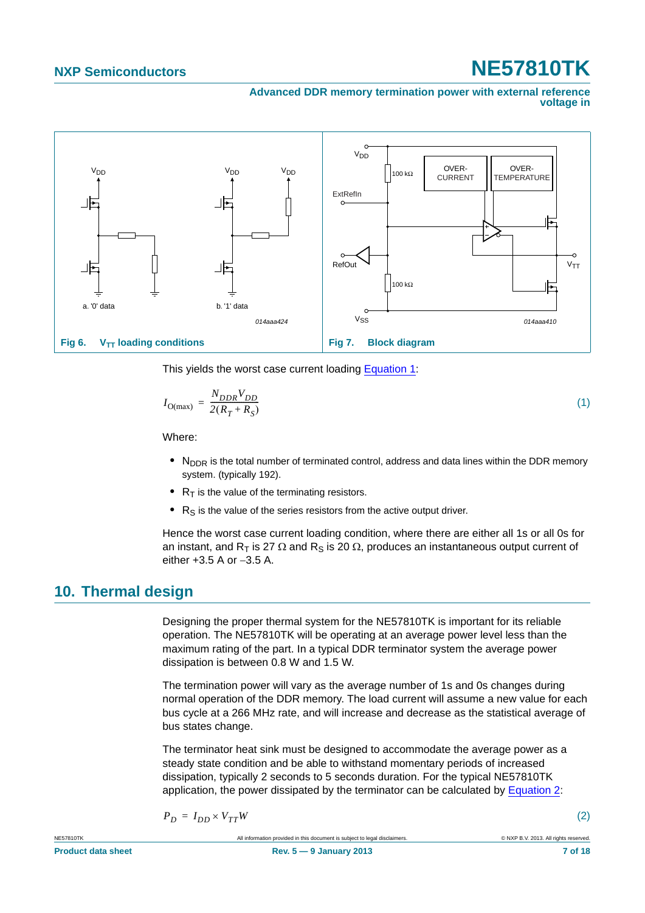Fig 6. $V_{TT}$ loading conditions

Fig 7. Block diagram

This yields the worst case current loading Equation 1:

$$I_{O(max)} = \frac{N_{DDR} V_{DD}}{2(R_T + R_S)} \quad (1)$$

Where:

- $N_{DDR}$ is the total number of terminated control, address and data lines within the DDR memory system. (typically 192).
- $R_T$ is the value of the terminating resistors.
- $R_S$ is the value of the series resistors from the active output driver.

Hence the worst case current loading condition, where there are either all 1s or all 0s for an instant, and $R_T$ is 27 Ω and $R_S$ is 20 Ω, produces an instantaneous output current of either +3.5 A or −3.5 A.

## 10. Thermal design

Designing the proper thermal system for the NE57810TK is important for its reliable operation. The NE57810TK will be operating at an average power level less than the maximum rating of the part. In a typical DDR terminator system the average power dissipation is between 0.8 W and 1.5 W.

The termination power will vary as the average number of 1s and 0s changes during normal operation of the DDR memory. The load current will assume a new value for each bus cycle at a 266 MHz rate, and will increase and decrease as the statistical average of bus states change.

The terminator heat sink must be designed to accommodate the average power as a steady state condition and be able to withstand momentary periods of increased dissipation, typically 2 seconds to 5 seconds duration. For the typical NE57810TK application, the power dissipated by the terminator can be calculated by Equation 2:

$$P_D = I_{DD} \times V_{TT} W \quad (2)$$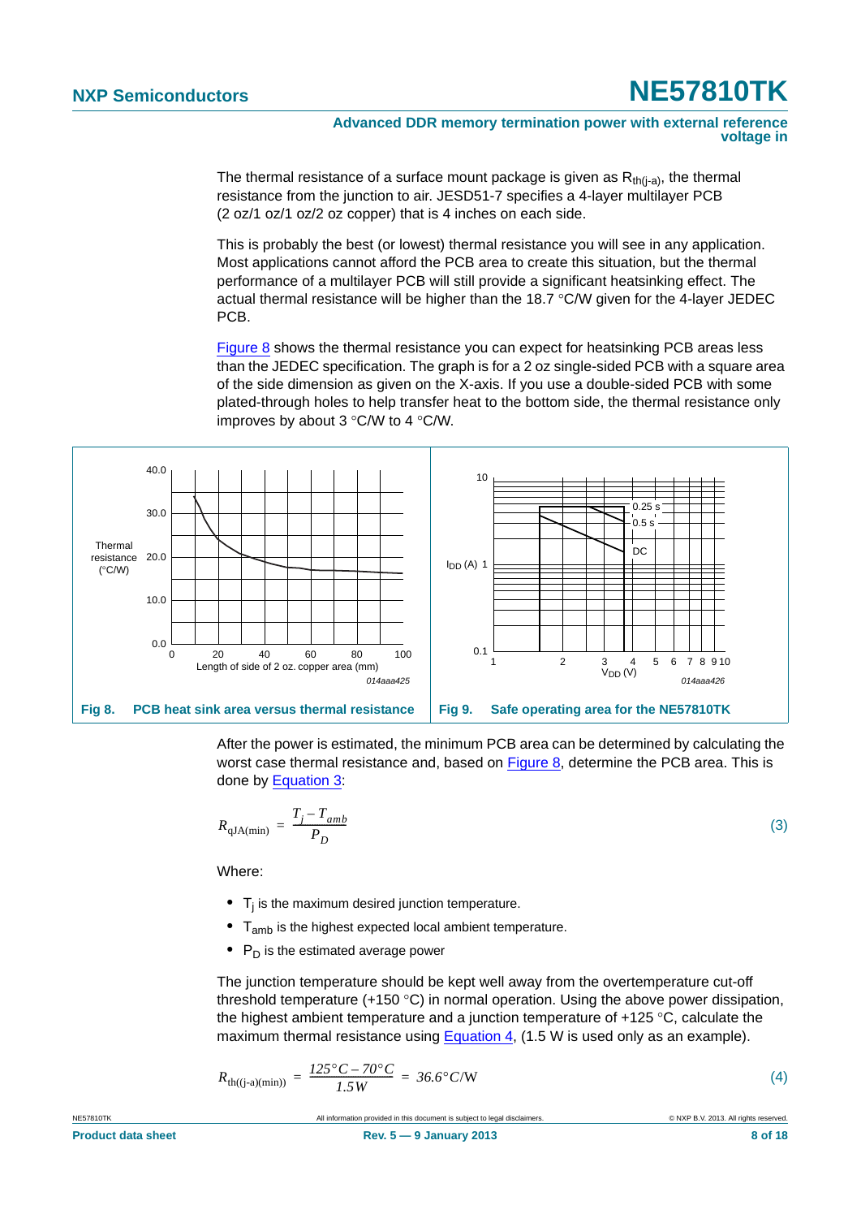The thermal resistance of a surface mount package is given as $R_{th(j-a)}$, the thermal resistance from the junction to air. JESD51-7 specifies a 4-layer multilayer PCB (2 oz/1 oz/1 oz/2 oz copper) that is 4 inches on each side.

This is probably the best (or lowest) thermal resistance you will see in any application. Most applications cannot afford the PCB area to create this situation, but the thermal performance of a multilayer PCB will still provide a significant heatsinking effect. The actual thermal resistance will be higher than the 18.7 °C/W given for the 4-layer JEDEC PCB.

Figure 8 shows the thermal resistance you can expect for heatsinking PCB areas less than the JEDEC specification. The graph is for a 2 oz single-sided PCB with a square area of the side dimension as given on the X-axis. If you use a double-sided PCB with some plated-through holes to help transfer heat to the bottom side, the thermal resistance only improves by about 3 °C/W to 4 °C/W.

**Fig 8. PCB heat sink area versus thermal resistance**

**Fig 9. Safe operating area for the NE57810TK**

After the power is estimated, the minimum PCB area can be determined by calculating the worst case thermal resistance and, based on Figure 8, determine the PCB area. This is done by Equation 3:

$$R_{qJA(min)} = \frac{T_j - T_{amb}}{P_D} \tag{3}$$

Where:

- $T_j$ is the maximum desired junction temperature.
- $T_{amb}$ is the highest expected local ambient temperature.
- $P_D$ is the estimated average power

The junction temperature should be kept well away from the overtemperature cut-off threshold temperature (+150 °C) in normal operation. Using the above power dissipation, the highest ambient temperature and a junction temperature of +125 °C, calculate the maximum thermal resistance using Equation 4, (1.5 W is used only as an example).

$$R_{th((j-a)(min))} = \frac{125°C - 70°C}{1.5W} = 36.6°C/W \tag{4}$$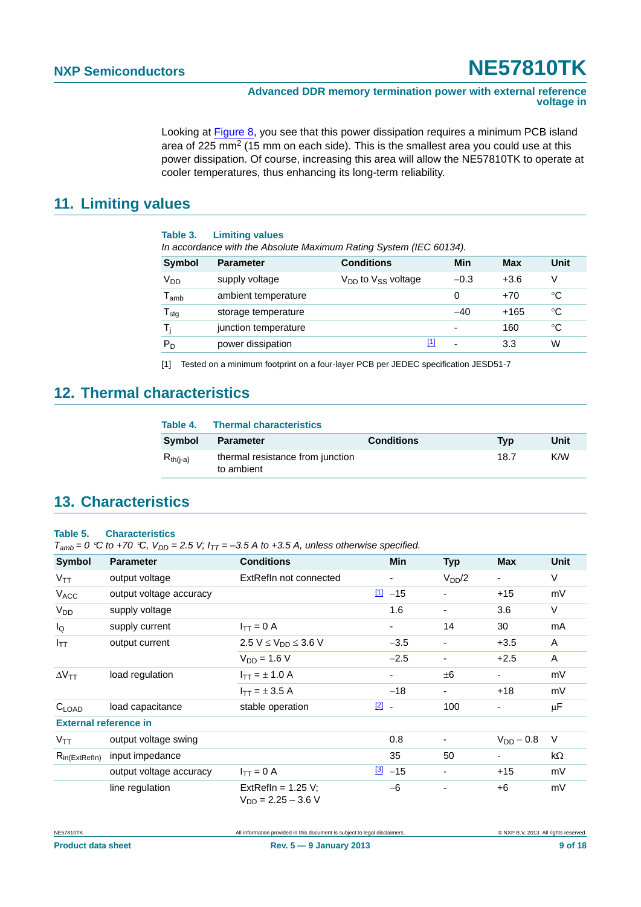Looking at Figure 8, you see that this power dissipation requires a minimum PCB island area of 225 mm$^2$ (15 mm on each side). This is the smallest area you could use at this power dissipation. Of course, increasing this area will allow the NE57810TK to operate at cooler temperatures, thus enhancing its long-term reliability.

## 11. Limiting values

**Table 3. Limiting values**

*In accordance with the Absolute Maximum Rating System (IEC 60134).*

| Symbol | Parameter | Conditions | Min | Max | Unit |
|---|---|---|---|---|---|
| $V_{DD}$ | supply voltage | $V_{DD}$ to $V_{SS}$ voltage | −0.3 | +3.6 | V |
| $T_{amb}$ | ambient temperature | | 0 | +70 | °C |
| $T_{stg}$ | storage temperature | | −40 | +165 | °C |
| $T_j$ | junction temperature | | - | 160 | °C |
| $P_D$ | power dissipation | [1] | - | 3.3 | W |

[1] Tested on a minimum footprint on a four-layer PCB per JEDEC specification JESD51-7

## 12. Thermal characteristics

**Table 4. Thermal characteristics**

| Symbol | Parameter | Conditions | Typ | Unit |
|---|---|---|---|---|
| $R_{th(j-a)}$ | thermal resistance from junction to ambient | | 18.7 | K/W |

## 13. Characteristics

**Table 5. Characteristics**

*$T_{amb}$ = 0 °C to +70 °C, $V_{DD}$ = 2.5 V; $I_{TT}$ = −3.5 A to +3.5 A, unless otherwise specified.*

| Symbol | Parameter | Conditions | Min | Typ | Max | Unit |
|---|---|---|---|---|---|---|
| $V_{TT}$ | output voltage | ExtRefIn not connected | - | $V_{DD}/2$ | - | V |
| $V_{ACC}$ | output voltage accuracy | [1] | −15 | - | +15 | mV |
| $V_{DD}$ | supply voltage | | 1.6 | - | 3.6 | V |
| $I_Q$ | supply current | $I_{TT}$ = 0 A | - | 14 | 30 | mA |
| $I_{TT}$ | output current | 2.5 V ≤ $V_{DD}$ ≤ 3.6 V | −3.5 | - | +3.5 | A |
| | | $V_{DD}$ = 1.6 V | −2.5 | - | +2.5 | A |
| $\Delta V_{TT}$ | load regulation | $I_{TT}$ = ± 1.0 A | - | ±6 | - | mV |
| | | $I_{TT}$ = ± 3.5 A | −18 | - | +18 | mV |
| $C_{LOAD}$ | load capacitance | stable operation [2] | - | 100 | - | μF |
| **External reference in** | | | | | | |
| $V_{TT}$ | output voltage swing | | 0.8 | - | $V_{DD}$ − 0.8 | V |
| $R_{in(ExtRefIn)}$ | input impedance | | 35 | 50 | - | kΩ |
| | output voltage accuracy | $I_{TT}$ = 0 A [3] | −15 | - | +15 | mV |
| | line regulation | ExtRefIn = 1.25 V; $V_{DD}$ = 2.25 – 3.6 V | −6 | - | +6 | mV |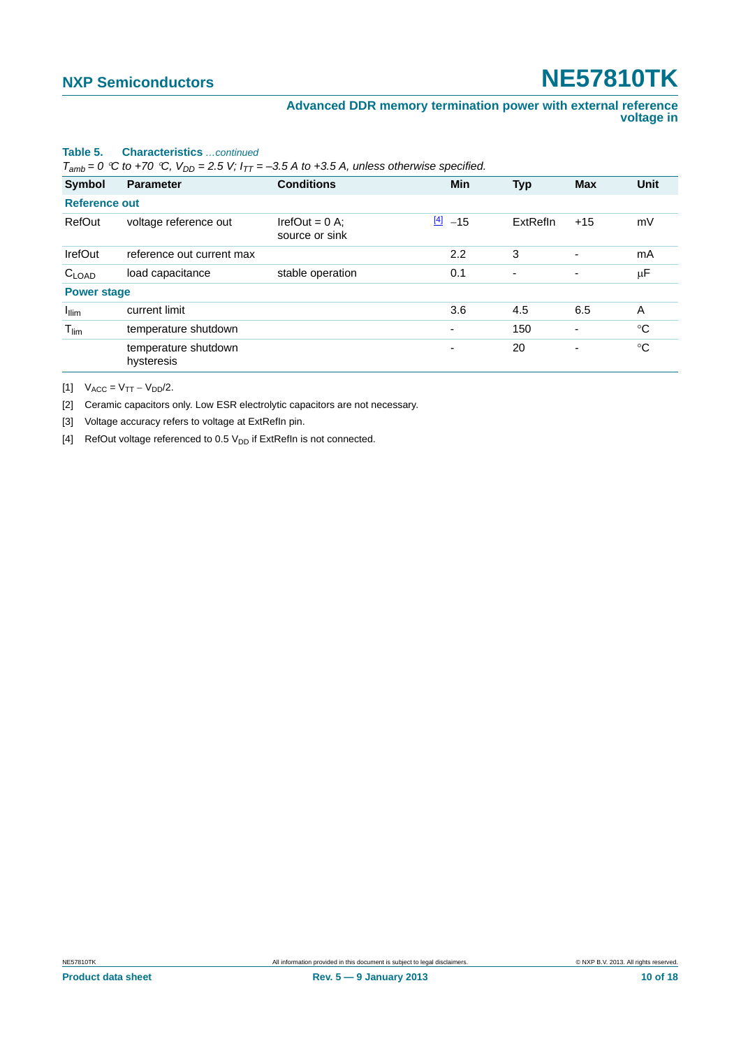**Table 5. Characteristics** *...continued*

*$T_{amb}$ = 0 °C to +70 °C, $V_{DD}$ = 2.5 V; $I_{TT}$ = −3.5 A to +3.5 A, unless otherwise specified.*

| Symbol | Parameter | Conditions | Min | Typ | Max | Unit |
|---|---|---|---|---|---|---|
| **Reference out** | | | | | | |
| RefOut | voltage reference out | IrefOut = 0 A; source or sink | [4] −15 | ExtRefIn | +15 | mV |
| IrefOut | reference out current max | | 2.2 | 3 | - | mA |
| $C_{LOAD}$ | load capacitance | stable operation | 0.1 | - | - | μF |
| **Power stage** | | | | | | |
| $I_{llim}$ | current limit | | 3.6 | 4.5 | 6.5 | A |
| $T_{lim}$ | temperature shutdown | | - | 150 | - | °C |
| | temperature shutdown hysteresis | | - | 20 | - | °C |

[1] $V_{ACC} = V_{TT} - V_{DD}/2$.

[2] Ceramic capacitors only. Low ESR electrolytic capacitors are not necessary.

[3] Voltage accuracy refers to voltage at ExtRefIn pin.

[4] RefOut voltage referenced to 0.5 $V_{DD}$ if ExtRefIn is not connected.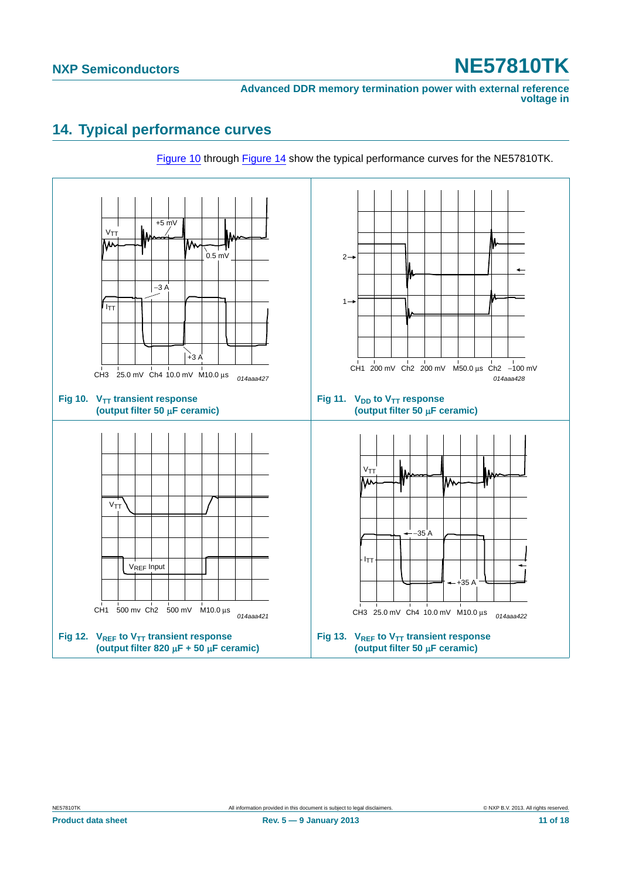## 14. Typical performance curves

Figure 10 through Figure 14 show the typical performance curves for the NE57810TK.

Fig 10. $V_{TT}$ transient response (output filter 50 μF ceramic)

Fig 11. $V_{DD}$ to $V_{TT}$ response (output filter 50 μF ceramic)

Fig 12. $V_{REF}$ to $V_{TT}$ transient response (output filter 820 μF + 50 μF ceramic)

Fig 13. $V_{REF}$ to $V_{TT}$ transient response (output filter 50 μF ceramic)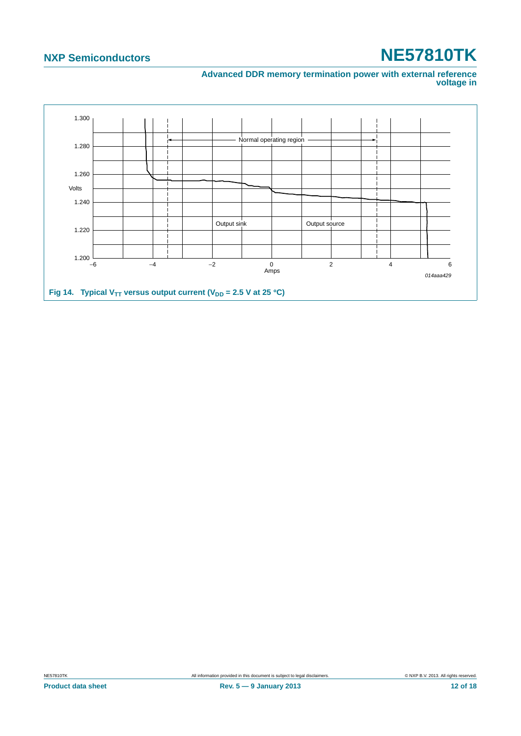Fig 14. Typical $V_{TT}$ versus output current ($V_{DD}$ = 2.5 V at 25 °C)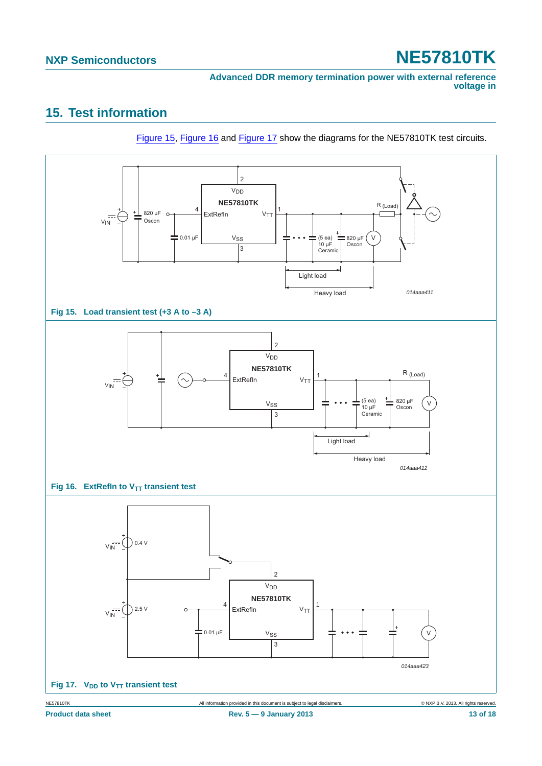## 15. Test information

Figure 15, Figure 16 and Figure 17 show the diagrams for the NE57810TK test circuits.

Fig 15. Load transient test (+3 A to –3 A)

Fig 16. ExtRefIn to $V_{TT}$ transient test

Fig 17. $V_{DD}$ to $V_{TT}$ transient test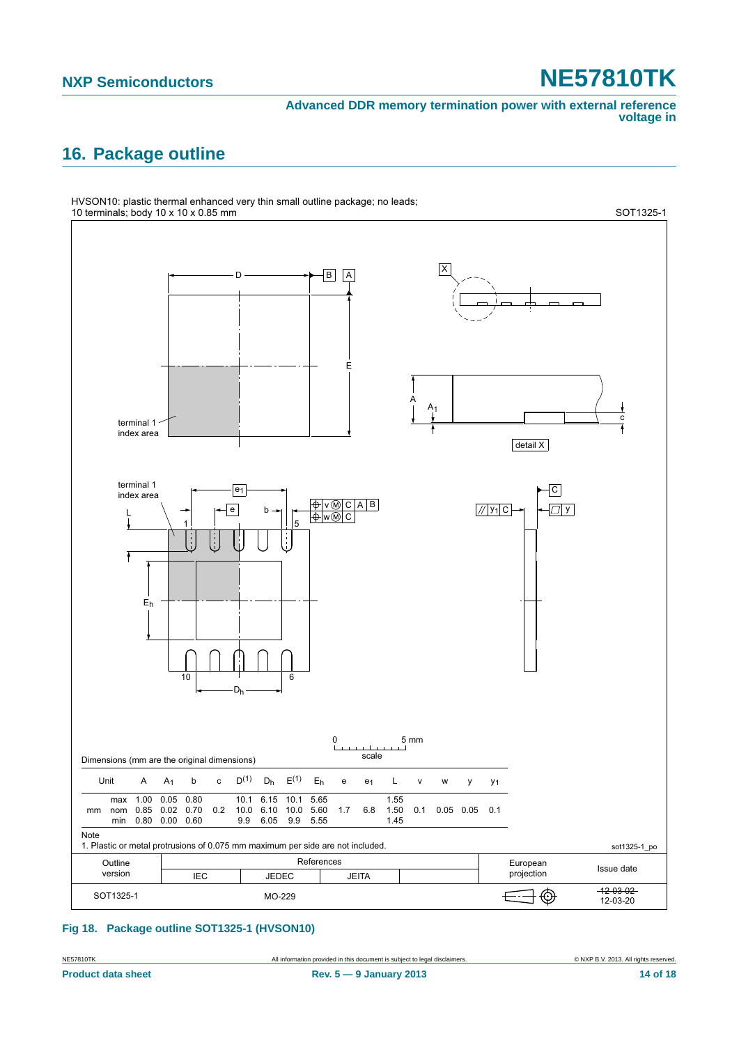## 16. Package outline

HVSON10: plastic thermal enhanced very thin small outline package; no leads;
10 terminals; body 10 x 10 x 0.85 mm

SOT1325-1

Dimensions (mm are the original dimensions)

| Unit | | A | $A_1$ | b | c | $D^{(1)}$ | $D_h$ | $E^{(1)}$ | $E_h$ | e | $e_1$ | L | v | w | y | $y_1$ |
|---|---|---|---|---|---|---|---|---|---|---|---|---|---|---|---|---|
| mm | max | 1.00 | 0.05 | 0.80 | | 10.1 | 6.15 | 10.1 | 5.65 | | | 1.55 | | | | |
| | nom | 0.85 | 0.02 | 0.70 | 0.2 | 10.0 | 6.10 | 10.0 | 5.60 | 1.7 | 6.8 | 1.50 | 0.1 | 0.05 | 0.05 | 0.1 |
| | min | 0.80 | 0.00 | 0.60 | | 9.9 | 6.05 | 9.9 | 5.55 | | | 1.45 | | | | |

Note

1. Plastic or metal protrusions of 0.075 mm maximum per side are not included.

sot1325-1_po

| Outline version | References | | | | European projection | Issue date |
|---|---|---|---|---|---|---|
| | IEC | JEDEC | JEITA | | | |
| SOT1325-1 | | MO-229 | | | | ~~12-03-02~~ 12-03-20 |

**Fig 18. Package outline SOT1325-1 (HVSON10)**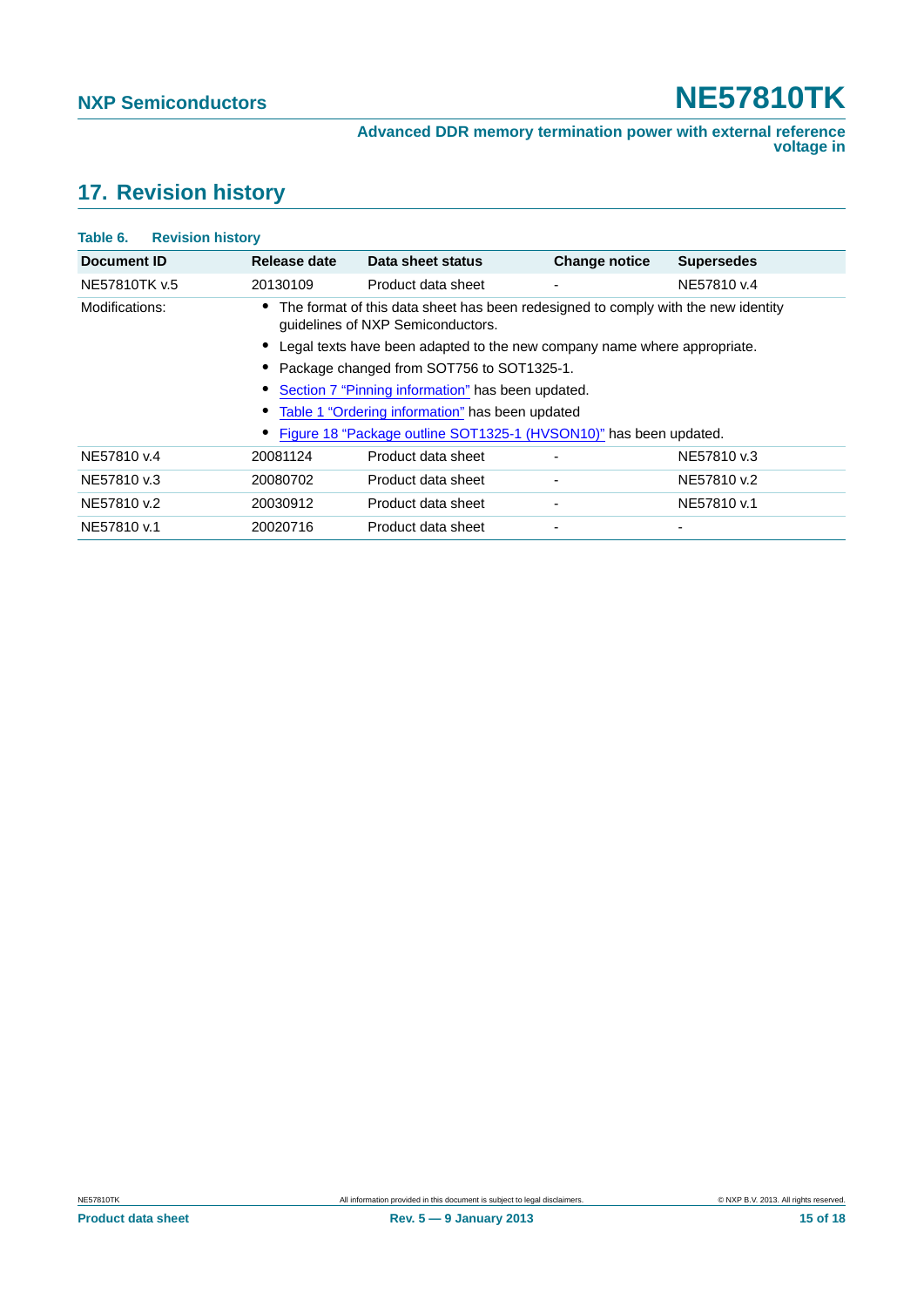## 17. Revision history

**Table 6. Revision history**

| Document ID | Release date | Data sheet status | Change notice | Supersedes |
|---|---|---|---|---|
| NE57810TK v.5 | 20130109 | Product data sheet | - | NE57810 v.4 |
| Modifications: | • The format of this data sheet has been redesigned to comply with the new identity guidelines of NXP Semiconductors. • Legal texts have been adapted to the new company name where appropriate. • Package changed from SOT756 to SOT1325-1. • Section 7 "Pinning information" has been updated. • Table 1 "Ordering information" has been updated • Figure 18 "Package outline SOT1325-1 (HVSON10)" has been updated. | | | |
| NE57810 v.4 | 20081124 | Product data sheet | - | NE57810 v.3 |
| NE57810 v.3 | 20080702 | Product data sheet | - | NE57810 v.2 |
| NE57810 v.2 | 20030912 | Product data sheet | - | NE57810 v.1 |
| NE57810 v.1 | 20020716 | Product data sheet | - | - |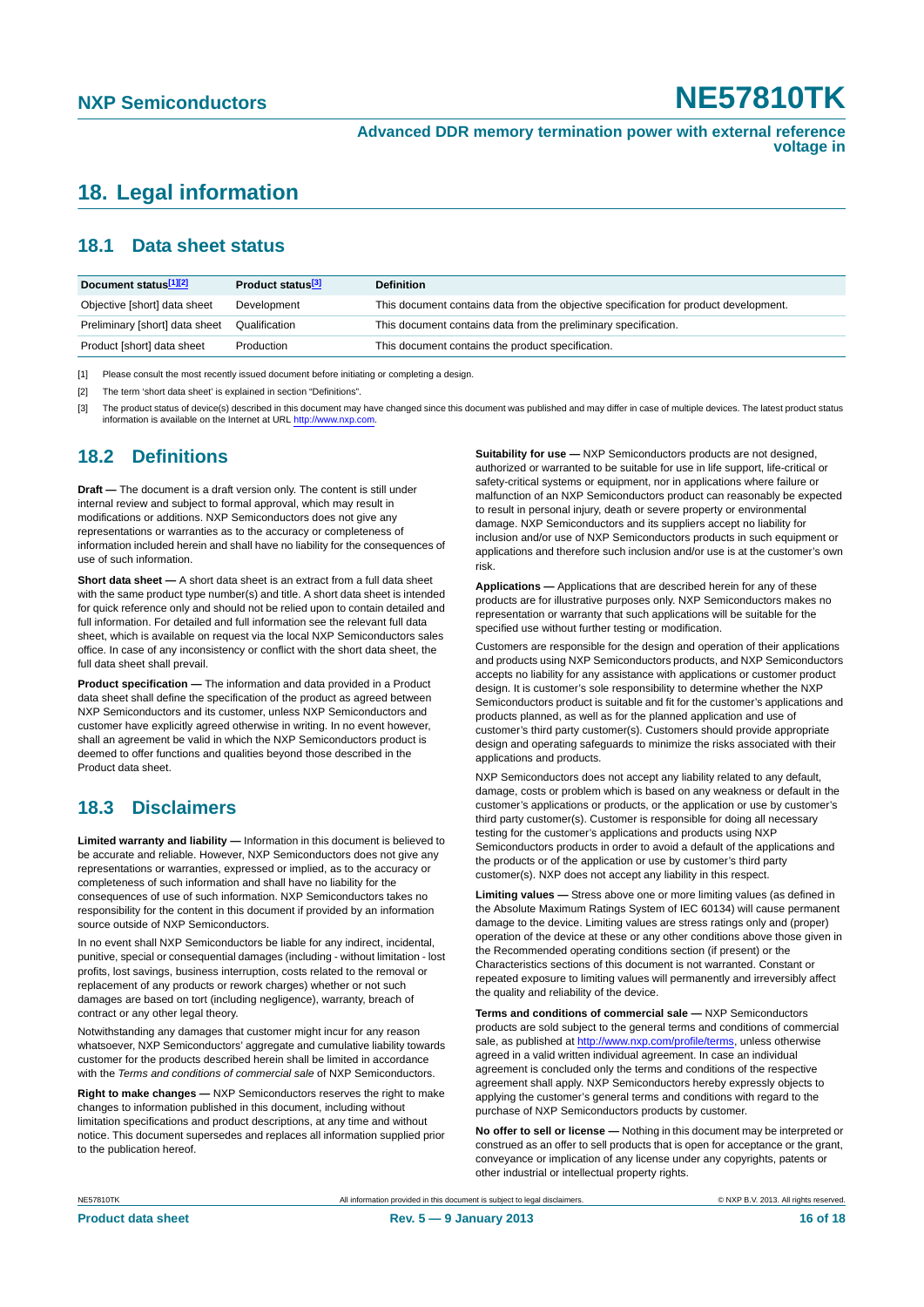# 18. Legal information

## 18.1 Data sheet status

| Document status[1][2] | Product status[3] | Definition |
|---|---|---|
| Objective [short] data sheet | Development | This document contains data from the objective specification for product development. |
| Preliminary [short] data sheet | Qualification | This document contains data from the preliminary specification. |
| Product [short] data sheet | Production | This document contains the product specification. |

[1] Please consult the most recently issued document before initiating or completing a design.

[2] The term 'short data sheet' is explained in section "Definitions".

[3] The product status of device(s) described in this document may have changed since this document was published and may differ in case of multiple devices. The latest product status information is available on the Internet at URL http://www.nxp.com.

## 18.2 Definitions

**Draft —** The document is a draft version only. The content is still under internal review and subject to formal approval, which may result in modifications or additions. NXP Semiconductors does not give any representations or warranties as to the accuracy or completeness of information included herein and shall have no liability for the consequences of use of such information.

**Short data sheet —** A short data sheet is an extract from a full data sheet with the same product type number(s) and title. A short data sheet is intended for quick reference only and should not be relied upon to contain detailed and full information. For detailed and full information see the relevant full data sheet, which is available on request via the local NXP Semiconductors sales office. In case of any inconsistency or conflict with the short data sheet, the full data sheet shall prevail.

**Product specification —** The information and data provided in a Product data sheet shall define the specification of the product as agreed between NXP Semiconductors and its customer, unless NXP Semiconductors and customer have explicitly agreed otherwise in writing. In no event however, shall an agreement be valid in which the NXP Semiconductors product is deemed to offer functions and qualities beyond those described in the Product data sheet.

## 18.3 Disclaimers

**Limited warranty and liability —** Information in this document is believed to be accurate and reliable. However, NXP Semiconductors does not give any representations or warranties, expressed or implied, as to the accuracy or completeness of such information and shall have no liability for the consequences of use of such information. NXP Semiconductors takes no responsibility for the content in this document if provided by an information source outside of NXP Semiconductors.

In no event shall NXP Semiconductors be liable for any indirect, incidental, punitive, special or consequential damages (including - without limitation - lost profits, lost savings, business interruption, costs related to the removal or replacement of any products or rework charges) whether or not such damages are based on tort (including negligence), warranty, breach of contract or any other legal theory.

Notwithstanding any damages that customer might incur for any reason whatsoever, NXP Semiconductors' aggregate and cumulative liability towards customer for the products described herein shall be limited in accordance with the *Terms and conditions of commercial sale* of NXP Semiconductors.

**Right to make changes —** NXP Semiconductors reserves the right to make changes to information published in this document, including without limitation specifications and product descriptions, at any time and without notice. This document supersedes and replaces all information supplied prior to the publication hereof.

**Suitability for use —** NXP Semiconductors products are not designed, authorized or warranted to be suitable for use in life support, life-critical or safety-critical systems or equipment, nor in applications where failure or malfunction of an NXP Semiconductors product can reasonably be expected to result in personal injury, death or severe property or environmental damage. NXP Semiconductors and its suppliers accept no liability for inclusion and/or use of NXP Semiconductors products in such equipment or applications and therefore such inclusion and/or use is at the customer's own risk.

**Applications —** Applications that are described herein for any of these products are for illustrative purposes only. NXP Semiconductors makes no representation or warranty that such applications will be suitable for the specified use without further testing or modification.

Customers are responsible for the design and operation of their applications and products using NXP Semiconductors products, and NXP Semiconductors accepts no liability for any assistance with applications or customer product design. It is customer's sole responsibility to determine whether the NXP Semiconductors product is suitable and fit for the customer's applications and products planned, as well as for the planned application and use of customer's third party customer(s). Customers should provide appropriate design and operating safeguards to minimize the risks associated with their applications and products.

NXP Semiconductors does not accept any liability related to any default, damage, costs or problem which is based on any weakness or default in the customer's applications or products, or the application or use by customer's third party customer(s). Customer is responsible for doing all necessary testing for the customer's applications and products using NXP Semiconductors products in order to avoid a default of the applications and the products or of the application or use by customer's third party customer(s). NXP does not accept any liability in this respect.

**Limiting values —** Stress above one or more limiting values (as defined in the Absolute Maximum Ratings System of IEC 60134) will cause permanent damage to the device. Limiting values are stress ratings only and (proper) operation of the device at these or any other conditions above those given in the Recommended operating conditions section (if present) or the Characteristics sections of this document is not warranted. Constant or repeated exposure to limiting values will permanently and irreversibly affect the quality and reliability of the device.

**Terms and conditions of commercial sale —** NXP Semiconductors products are sold subject to the general terms and conditions of commercial sale, as published at http://www.nxp.com/profile/terms, unless otherwise agreed in a valid written individual agreement. In case an individual agreement is concluded only the terms and conditions of the respective agreement shall apply. NXP Semiconductors hereby expressly objects to applying the customer's general terms and conditions with regard to the purchase of NXP Semiconductors products by customer.

**No offer to sell or license —** Nothing in this document may be interpreted or construed as an offer to sell products that is open for acceptance or the grant, conveyance or implication of any license under any copyrights, patents or other industrial or intellectual property rights.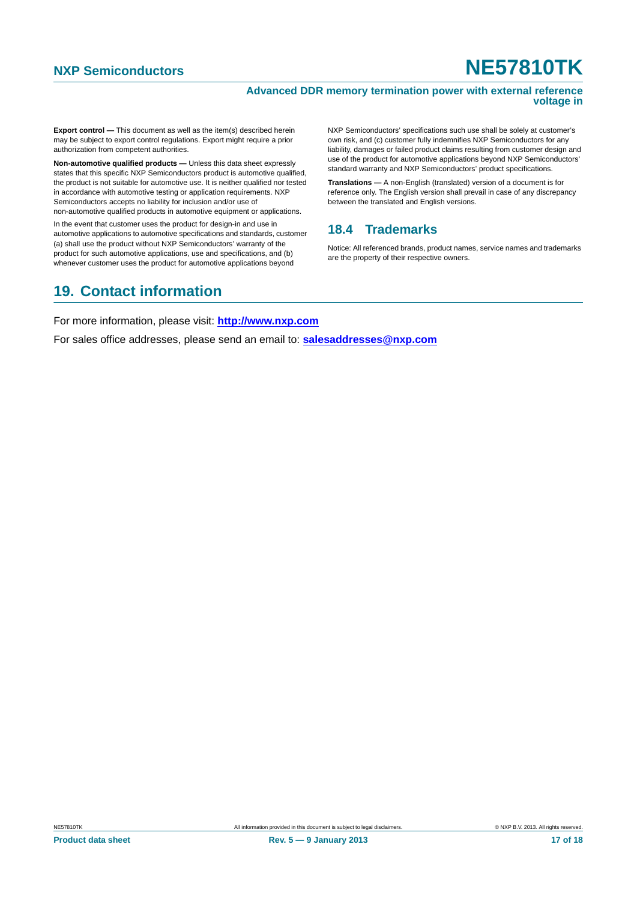**Export control —** This document as well as the item(s) described herein may be subject to export control regulations. Export might require a prior authorization from competent authorities.

**Non-automotive qualified products —** Unless this data sheet expressly states that this specific NXP Semiconductors product is automotive qualified, the product is not suitable for automotive use. It is neither qualified nor tested in accordance with automotive testing or application requirements. NXP Semiconductors accepts no liability for inclusion and/or use of non-automotive qualified products in automotive equipment or applications.

In the event that customer uses the product for design-in and use in automotive applications to automotive specifications and standards, customer (a) shall use the product without NXP Semiconductors' warranty of the product for such automotive applications, use and specifications, and (b) whenever customer uses the product for automotive applications beyond NXP Semiconductors' specifications such use shall be solely at customer's own risk, and (c) customer fully indemnifies NXP Semiconductors for any liability, damages or failed product claims resulting from customer design and use of the product for automotive applications beyond NXP Semiconductors' standard warranty and NXP Semiconductors' product specifications.

**Translations —** A non-English (translated) version of a document is for reference only. The English version shall prevail in case of any discrepancy between the translated and English versions.

### 18.4 Trademarks

Notice: All referenced brands, product names, service names and trademarks are the property of their respective owners.

## 19. Contact information

For more information, please visit: **http://www.nxp.com**

For sales office addresses, please send an email to: **salesaddresses@nxp.com**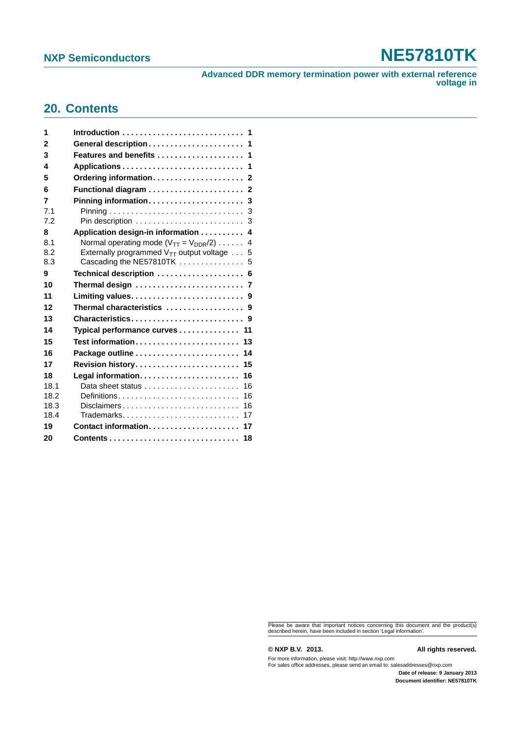## 20. Contents

| | | |
|---|---|---|
| **1** | **Introduction** | **1** |
| **2** | **General description** | **1** |
| **3** | **Features and benefits** | **1** |
| **4** | **Applications** | **1** |
| **5** | **Ordering information** | **2** |
| **6** | **Functional diagram** | **2** |
| **7** | **Pinning information** | **3** |
| 7.1 | Pinning | 3 |
| 7.2 | Pin description | 3 |
| **8** | **Application design-in information** | **4** |
| 8.1 | Normal operating mode ($V_{TT}$ = $V_{DDR}$/2) | 4 |
| 8.2 | Externally programmed $V_{TT}$ output voltage | 5 |
| 8.3 | Cascading the NE57810TK | 5 |
| **9** | **Technical description** | **6** |
| **10** | **Thermal design** | **7** |
| **11** | **Limiting values** | **9** |
| **12** | **Thermal characteristics** | **9** |
| **13** | **Characteristics** | **9** |
| **14** | **Typical performance curves** | **11** |
| **15** | **Test information** | **13** |
| **16** | **Package outline** | **14** |
| **17** | **Revision history** | **15** |
| **18** | **Legal information** | **16** |
| 18.1 | Data sheet status | 16 |
| 18.2 | Definitions | 16 |
| 18.3 | Disclaimers | 16 |
| 18.4 | Trademarks | 17 |
| **19** | **Contact information** | **17** |
| **20** | **Contents** | **18** |

Please be aware that important notices concerning this document and the product(s) described herein, have been included in section 'Legal information'.

**© NXP B.V. 2013. All rights reserved.**

For more information, please visit: http://www.nxp.com
For sales office addresses, please send an email to: salesaddresses@nxp.com

**Date of release: 9 January 2013**
**Document identifier: NE57810TK**